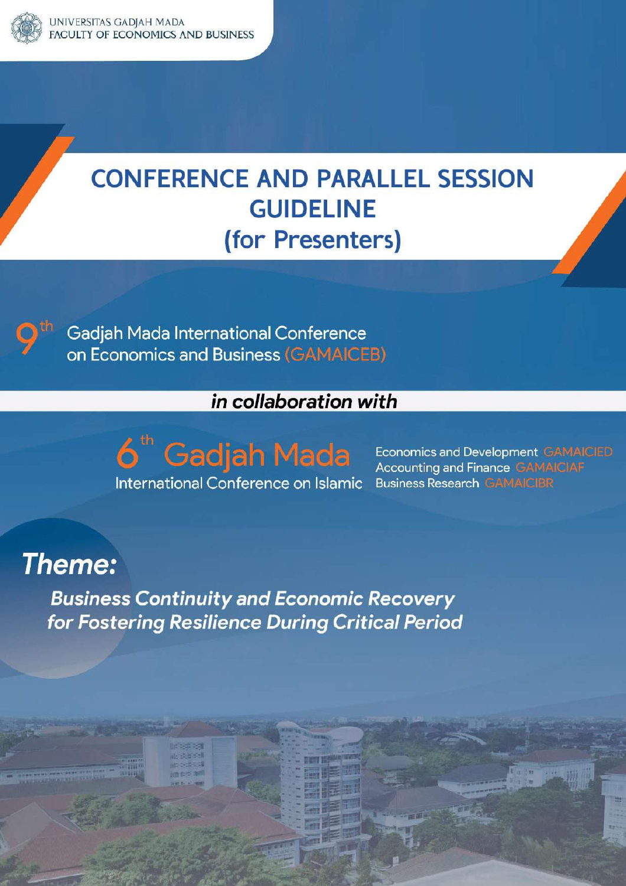UNIVERSITAS GADJAH MADA
FACULTY OF ECONOMICS AND BUSINESS

# CONFERENCE AND PARALLEL SESSION GUIDELINE (for Presenters)

9th Gadjah Mada International Conference on Economics and Business (GAMAICEB)

*in collaboration with*

6th Gadjah Mada International Conference on Islamic

Economics and Development GAMAICIED
Accounting and Finance GAMAICIAF
Business Research GAMAICIBR

## *Theme:*

***Business Continuity and Economic Recovery for Fostering Resilience During Critical Period***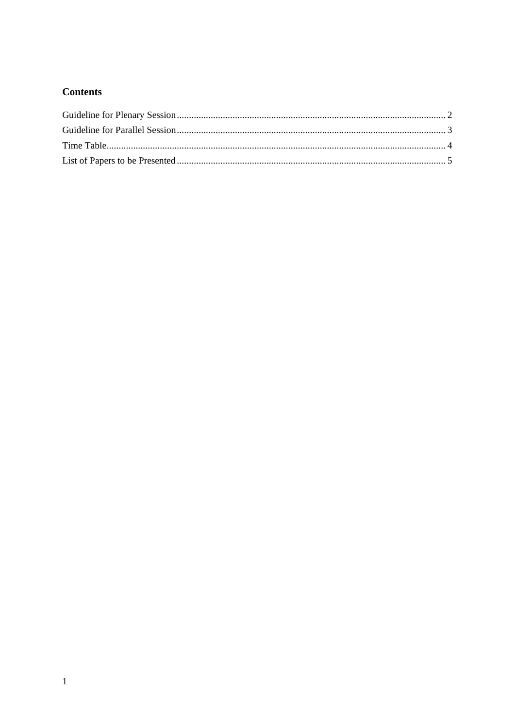## Contents

Guideline for Plenary Session .......... 2

Guideline for Parallel Session .......... 3

Time Table .......... 4

List of Papers to be Presented .......... 5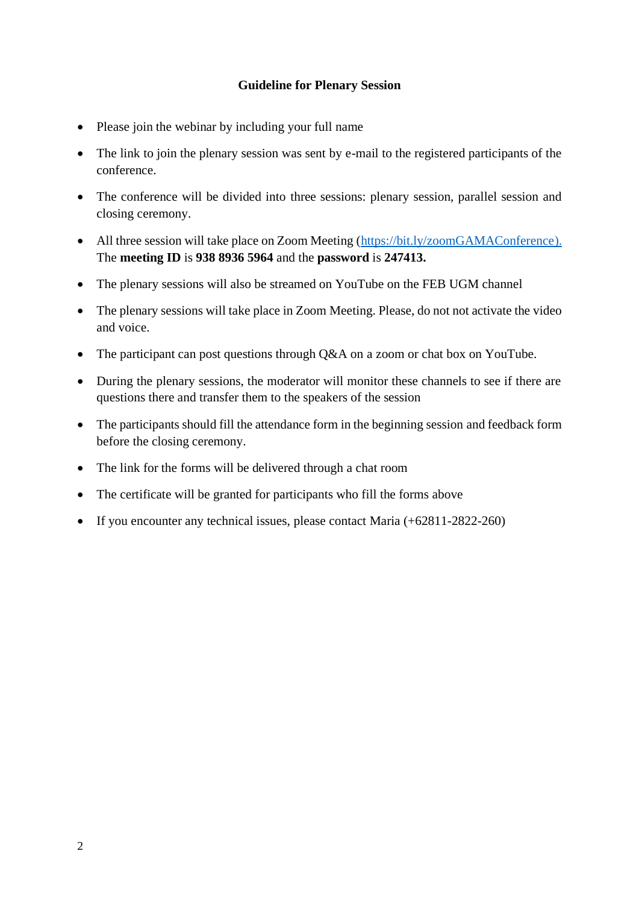### Guideline for Plenary Session

- Please join the webinar by including your full name
- The link to join the plenary session was sent by e-mail to the registered participants of the conference.
- The conference will be divided into three sessions: plenary session, parallel session and closing ceremony.
- All three session will take place on Zoom Meeting (https://bit.ly/zoomGAMAConference). The **meeting ID** is **938 8936 5964** and the **password** is **247413.**
- The plenary sessions will also be streamed on YouTube on the FEB UGM channel
- The plenary sessions will take place in Zoom Meeting. Please, do not not activate the video and voice.
- The participant can post questions through Q&A on a zoom or chat box on YouTube.
- During the plenary sessions, the moderator will monitor these channels to see if there are questions there and transfer them to the speakers of the session
- The participants should fill the attendance form in the beginning session and feedback form before the closing ceremony.
- The link for the forms will be delivered through a chat room
- The certificate will be granted for participants who fill the forms above
- If you encounter any technical issues, please contact Maria (+62811-2822-260)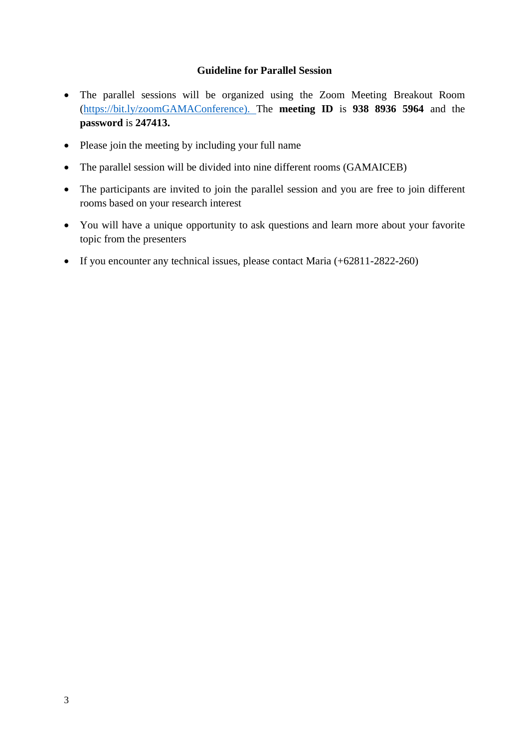**Guideline for Parallel Session**

- The parallel sessions will be organized using the Zoom Meeting Breakout Room (https://bit.ly/zoomGAMAConference). The **meeting ID** is **938 8936 5964** and the **password** is **247413.**
- Please join the meeting by including your full name
- The parallel session will be divided into nine different rooms (GAMAICEB)
- The participants are invited to join the parallel session and you are free to join different rooms based on your research interest
- You will have a unique opportunity to ask questions and learn more about your favorite topic from the presenters
- If you encounter any technical issues, please contact Maria (+62811-2822-260)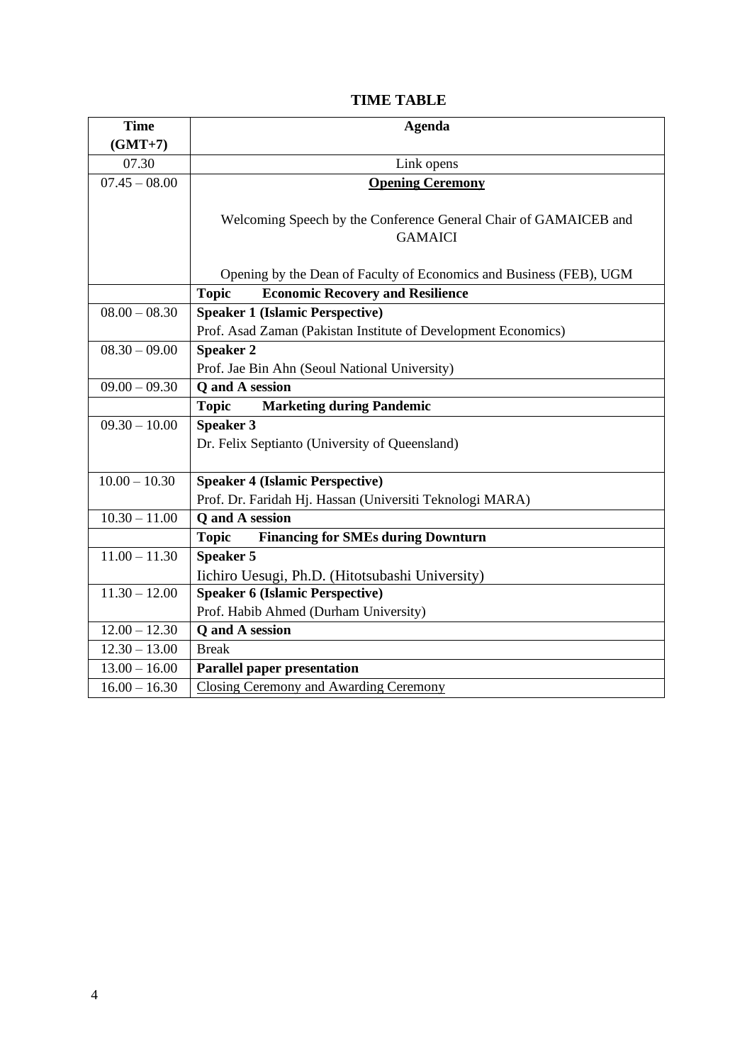# TIME TABLE

| Time (GMT+7) | Agenda |
|---|---|
| 07.30 | Link opens |
| 07.45 – 08.00 | **Opening Ceremony**<br><br>Welcoming Speech by the Conference General Chair of GAMAICEB and GAMAICI<br><br>Opening by the Dean of Faculty of Economics and Business (FEB), UGM |
| | **Topic Economic Recovery and Resilience** |
| 08.00 – 08.30 | **Speaker 1 (Islamic Perspective)**<br>Prof. Asad Zaman (Pakistan Institute of Development Economics) |
| 08.30 – 09.00 | **Speaker 2**<br>Prof. Jae Bin Ahn (Seoul National University) |
| 09.00 – 09.30 | **Q and A session** |
| | **Topic Marketing during Pandemic** |
| 09.30 – 10.00 | **Speaker 3**<br>Dr. Felix Septianto (University of Queensland) |
| 10.00 – 10.30 | **Speaker 4 (Islamic Perspective)**<br>Prof. Dr. Faridah Hj. Hassan (Universiti Teknologi MARA) |
| 10.30 – 11.00 | **Q and A session** |
| | **Topic Financing for SMEs during Downturn** |
| 11.00 – 11.30 | **Speaker 5**<br>Iichiro Uesugi, Ph.D. (Hitotsubashi University) |
| 11.30 – 12.00 | **Speaker 6 (Islamic Perspective)**<br>Prof. Habib Ahmed (Durham University) |
| 12.00 – 12.30 | **Q and A session** |
| 12.30 – 13.00 | Break |
| 13.00 – 16.00 | **Parallel paper presentation** |
| 16.00 – 16.30 | Closing Ceremony and Awarding Ceremony |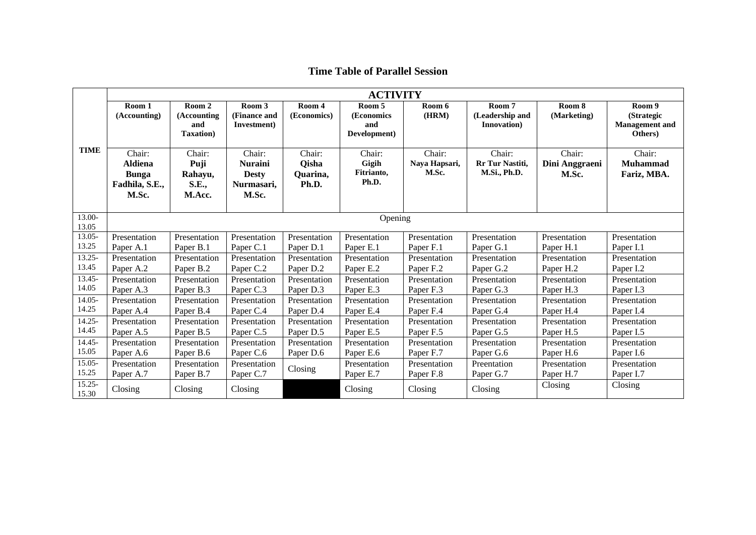## Time Table of Parallel Session

| TIME | ACTIVITY | | | | | | | | |
|---|---|---|---|---|---|---|---|---|---|
| | Room 1 (Accounting) | Room 2 (Accounting and Taxation) | Room 3 (Finance and Investment) | Room 4 (Economics) | Room 5 (Economics and Development) | Room 6 (HRM) | Room 7 (Leadership and Innovation) | Room 8 (Marketing) | Room 9 (Strategic Management and Others) |
| | Chair: **Aldiena Bunga Fadhila, S.E., M.Sc.** | Chair: **Puji Rahayu, S.E., M.Acc.** | Chair: **Nuraini Desty Nurmasari, M.Sc.** | Chair: **Qisha Quarina, Ph.D.** | Chair: **Gigih Fitrianto, Ph.D.** | Chair: **Naya Hapsari, M.Sc.** | Chair: **Rr Tur Nastiti, M.Si., Ph.D.** | Chair: **Dini Anggraeni M.Sc.** | Chair: **Muhammad Fariz, MBA.** |
| 13.00-13.05 | Opening | | | | | | | | |
| 13.05-13.25 | Presentation Paper A.1 | Presentation Paper B.1 | Presentation Paper C.1 | Presentation Paper D.1 | Presentation Paper E.1 | Presentation Paper F.1 | Presentation Paper G.1 | Presentation Paper H.1 | Presentation Paper I.1 |
| 13.25-13.45 | Presentation Paper A.2 | Presentation Paper B.2 | Presentation Paper C.2 | Presentation Paper D.2 | Presentation Paper E.2 | Presentation Paper F.2 | Presentation Paper G.2 | Presentation Paper H.2 | Presentation Paper I.2 |
| 13.45-14.05 | Presentation Paper A.3 | Presentation Paper B.3 | Presentation Paper C.3 | Presentation Paper D.3 | Presentation Paper E.3 | Presentation Paper F.3 | Presentation Paper G.3 | Presentation Paper H.3 | Presentation Paper I.3 |
| 14.05-14.25 | Presentation Paper A.4 | Presentation Paper B.4 | Presentation Paper C.4 | Presentation Paper D.4 | Presentation Paper E.4 | Presentation Paper F.4 | Presentation Paper G.4 | Presentation Paper H.4 | Presentation Paper I.4 |
| 14.25-14.45 | Presentation Paper A.5 | Presentation Paper B.5 | Presentation Paper C.5 | Presentation Paper D.5 | Presentation Paper E.5 | Presentation Paper F.5 | Presentation Paper G.5 | Presentation Paper H.5 | Presentation Paper I.5 |
| 14.45-15.05 | Presentation Paper A.6 | Presentation Paper B.6 | Presentation Paper C.6 | Presentation Paper D.6 | Presentation Paper E.6 | Presentation Paper F.7 | Presentation Paper G.6 | Presentation Paper H.6 | Presentation Paper I.6 |
| 15.05-15.25 | Presentation Paper A.7 | Presentation Paper B.7 | Presentation Paper C.7 | Closing | Presentation Paper E.7 | Presentation Paper F.8 | Preentation Paper G.7 | Presentation Paper H.7 | Presentation Paper I.7 |
| 15.25-15.30 | Closing | Closing | Closing | | Closing | Closing | Closing | Closing | Closing |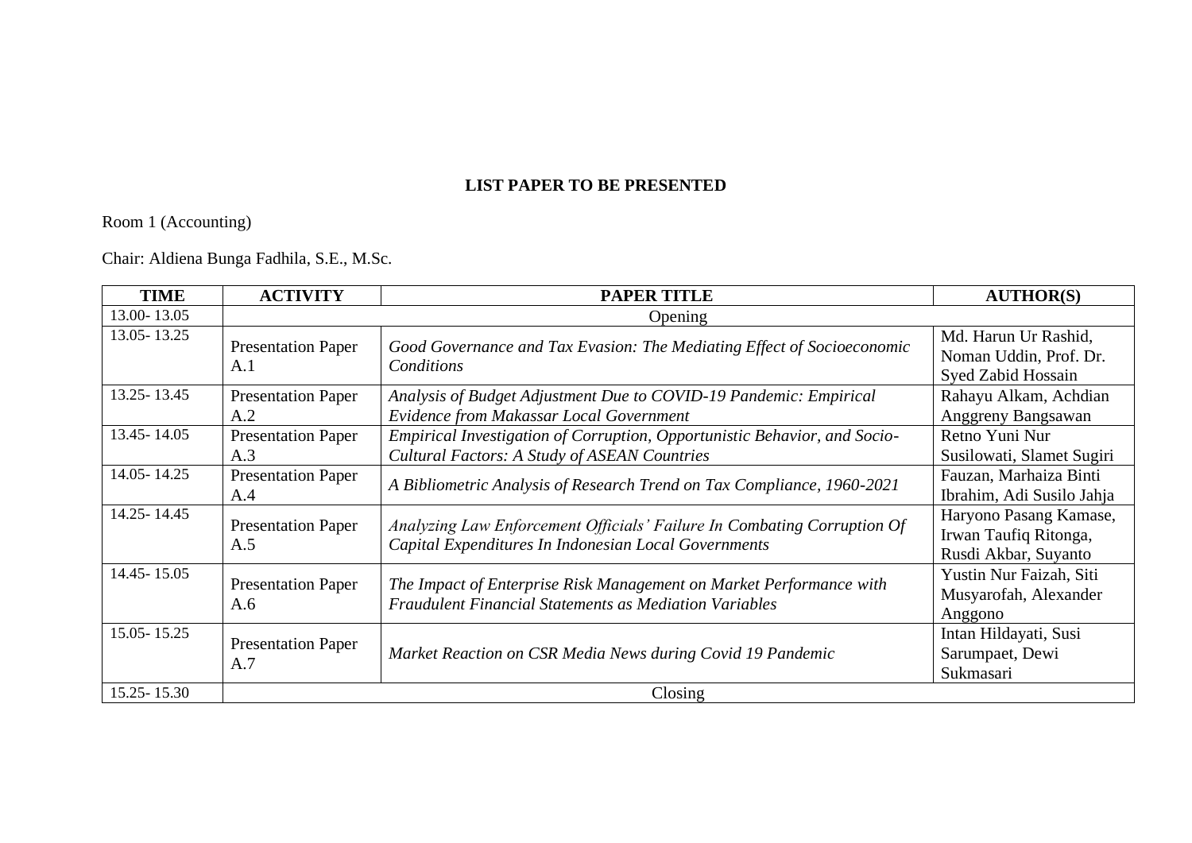**LIST PAPER TO BE PRESENTED**

Room 1 (Accounting)

Chair: Aldiena Bunga Fadhila, S.E., M.Sc.

| TIME | ACTIVITY | PAPER TITLE | AUTHOR(S) |
|---|---|---|---|
| 13.00- 13.05 | Opening | | |
| 13.05- 13.25 | Presentation Paper A.1 | *Good Governance and Tax Evasion: The Mediating Effect of Socioeconomic Conditions* | Md. Harun Ur Rashid, Noman Uddin, Prof. Dr. Syed Zabid Hossain |
| 13.25- 13.45 | Presentation Paper A.2 | *Analysis of Budget Adjustment Due to COVID-19 Pandemic: Empirical Evidence from Makassar Local Government* | Rahayu Alkam, Achdian Anggreny Bangsawan |
| 13.45- 14.05 | Presentation Paper A.3 | *Empirical Investigation of Corruption, Opportunistic Behavior, and Socio-Cultural Factors: A Study of ASEAN Countries* | Retno Yuni Nur Susilowati, Slamet Sugiri |
| 14.05- 14.25 | Presentation Paper A.4 | *A Bibliometric Analysis of Research Trend on Tax Compliance, 1960-2021* | Fauzan, Marhaiza Binti Ibrahim, Adi Susilo Jahja |
| 14.25- 14.45 | Presentation Paper A.5 | *Analyzing Law Enforcement Officials' Failure In Combating Corruption Of Capital Expenditures In Indonesian Local Governments* | Haryono Pasang Kamase, Irwan Taufiq Ritonga, Rusdi Akbar, Suyanto |
| 14.45- 15.05 | Presentation Paper A.6 | *The Impact of Enterprise Risk Management on Market Performance with Fraudulent Financial Statements as Mediation Variables* | Yustin Nur Faizah, Siti Musyarofah, Alexander Anggono |
| 15.05- 15.25 | Presentation Paper A.7 | *Market Reaction on CSR Media News during Covid 19 Pandemic* | Intan Hildayati, Susi Sarumpaet, Dewi Sukmasari |
| 15.25- 15.30 | Closing | | |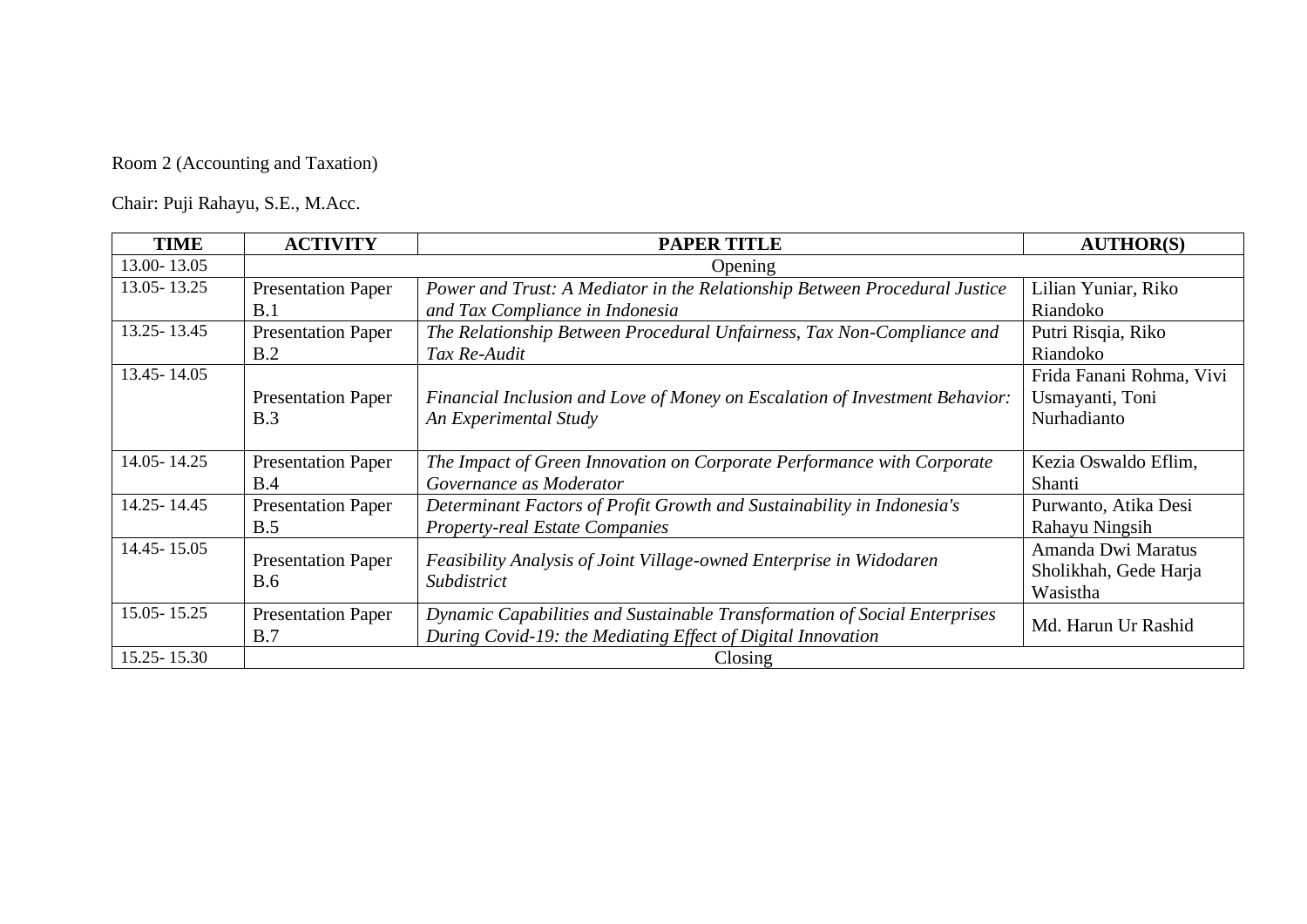Room 2 (Accounting and Taxation)

Chair: Puji Rahayu, S.E., M.Acc.

| TIME | ACTIVITY | PAPER TITLE | AUTHOR(S) |
|---|---|---|---|
| 13.00- 13.05 | Opening | | |
| 13.05- 13.25 | Presentation Paper B.1 | *Power and Trust: A Mediator in the Relationship Between Procedural Justice and Tax Compliance in Indonesia* | Lilian Yuniar, Riko Riandoko |
| 13.25- 13.45 | Presentation Paper B.2 | *The Relationship Between Procedural Unfairness, Tax Non-Compliance and Tax Re-Audit* | Putri Risqia, Riko Riandoko |
| 13.45- 14.05 | Presentation Paper B.3 | *Financial Inclusion and Love of Money on Escalation of Investment Behavior: An Experimental Study* | Frida Fanani Rohma, Vivi Usmayanti, Toni Nurhadianto |
| 14.05- 14.25 | Presentation Paper B.4 | *The Impact of Green Innovation on Corporate Performance with Corporate Governance as Moderator* | Kezia Oswaldo Eflim, Shanti |
| 14.25- 14.45 | Presentation Paper B.5 | *Determinant Factors of Profit Growth and Sustainability in Indonesia's Property-real Estate Companies* | Purwanto, Atika Desi Rahayu Ningsih |
| 14.45- 15.05 | Presentation Paper B.6 | *Feasibility Analysis of Joint Village-owned Enterprise in Widodaren Subdistrict* | Amanda Dwi Maratus Sholikhah, Gede Harja Wasistha |
| 15.05- 15.25 | Presentation Paper B.7 | *Dynamic Capabilities and Sustainable Transformation of Social Enterprises During Covid-19: the Mediating Effect of Digital Innovation* | Md. Harun Ur Rashid |
| 15.25- 15.30 | Closing | | |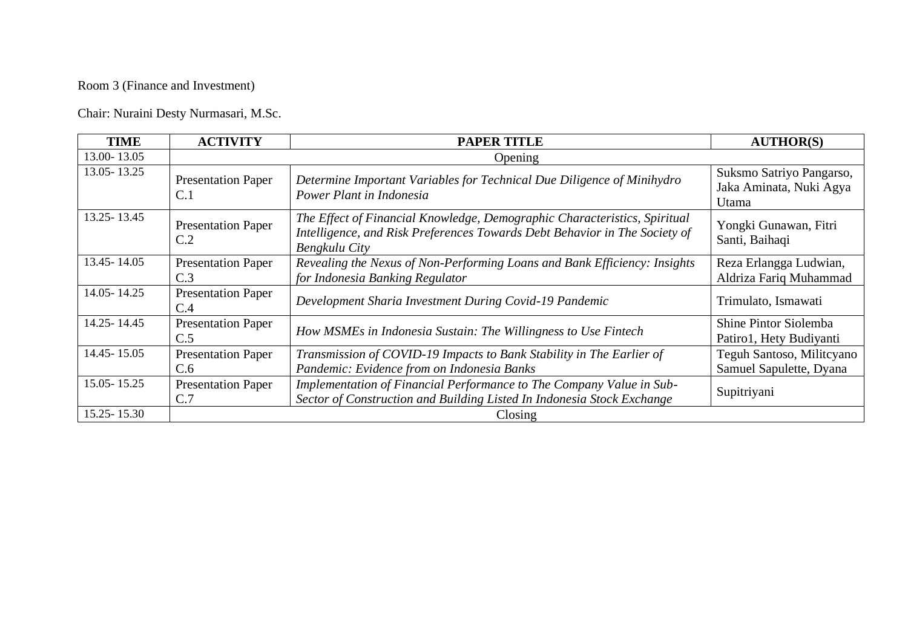Room 3 (Finance and Investment)

Chair: Nuraini Desty Nurmasari, M.Sc.

| TIME | ACTIVITY | PAPER TITLE | AUTHOR(S) |
|---|---|---|---|
| 13.00- 13.05 | Opening | | |
| 13.05- 13.25 | Presentation Paper C.1 | *Determine Important Variables for Technical Due Diligence of Minihydro Power Plant in Indonesia* | Suksmo Satriyo Pangarso, Jaka Aminata, Nuki Agya Utama |
| 13.25- 13.45 | Presentation Paper C.2 | *The Effect of Financial Knowledge, Demographic Characteristics, Spiritual Intelligence, and Risk Preferences Towards Debt Behavior in The Society of Bengkulu City* | Yongki Gunawan, Fitri Santi, Baihaqi |
| 13.45- 14.05 | Presentation Paper C.3 | *Revealing the Nexus of Non-Performing Loans and Bank Efficiency: Insights for Indonesia Banking Regulator* | Reza Erlangga Ludwian, Aldriza Fariq Muhammad |
| 14.05- 14.25 | Presentation Paper C.4 | *Development Sharia Investment During Covid-19 Pandemic* | Trimulato, Ismawati |
| 14.25- 14.45 | Presentation Paper C.5 | *How MSMEs in Indonesia Sustain: The Willingness to Use Fintech* | Shine Pintor Siolemba Patiro1, Hety Budiyanti |
| 14.45- 15.05 | Presentation Paper C.6 | *Transmission of COVID-19 Impacts to Bank Stability in The Earlier of Pandemic: Evidence from on Indonesia Banks* | Teguh Santoso, Militcyano Samuel Sapulette, Dyana |
| 15.05- 15.25 | Presentation Paper C.7 | *Implementation of Financial Performance to The Company Value in Sub-Sector of Construction and Building Listed In Indonesia Stock Exchange* | Supitriyani |
| 15.25- 15.30 | Closing | | |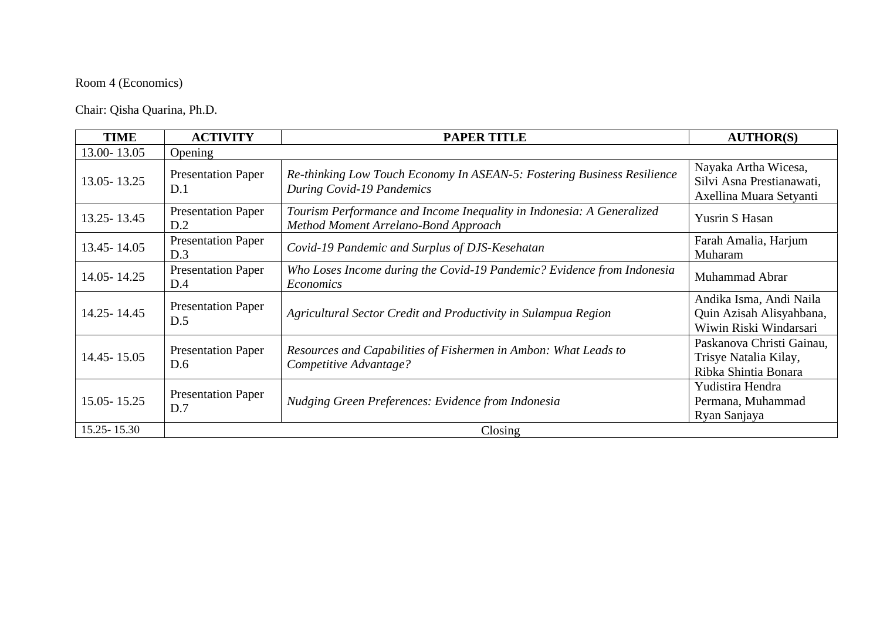Room 4 (Economics)

Chair: Qisha Quarina, Ph.D.

| TIME | ACTIVITY | PAPER TITLE | AUTHOR(S) |
|---|---|---|---|
| 13.00- 13.05 | Opening | | |
| 13.05- 13.25 | Presentation Paper D.1 | *Re-thinking Low Touch Economy In ASEAN-5: Fostering Business Resilience During Covid-19 Pandemics* | Nayaka Artha Wicesa, Silvi Asna Prestianawati, Axellina Muara Setyanti |
| 13.25- 13.45 | Presentation Paper D.2 | *Tourism Performance and Income Inequality in Indonesia: A Generalized Method Moment Arrelano-Bond Approach* | Yusrin S Hasan |
| 13.45- 14.05 | Presentation Paper D.3 | *Covid-19 Pandemic and Surplus of DJS-Kesehatan* | Farah Amalia, Harjum Muharam |
| 14.05- 14.25 | Presentation Paper D.4 | *Who Loses Income during the Covid-19 Pandemic? Evidence from Indonesia Economics* | Muhammad Abrar |
| 14.25- 14.45 | Presentation Paper D.5 | *Agricultural Sector Credit and Productivity in Sulampua Region* | Andika Isma, Andi Naila Quin Azisah Alisyahbana, Wiwin Riski Windarsari |
| 14.45- 15.05 | Presentation Paper D.6 | *Resources and Capabilities of Fishermen in Ambon: What Leads to Competitive Advantage?* | Paskanova Christi Gainau, Trisye Natalia Kilay, Ribka Shintia Bonara |
| 15.05- 15.25 | Presentation Paper D.7 | *Nudging Green Preferences: Evidence from Indonesia* | Yudistira Hendra Permana, Muhammad Ryan Sanjaya |
| 15.25- 15.30 | Closing | | |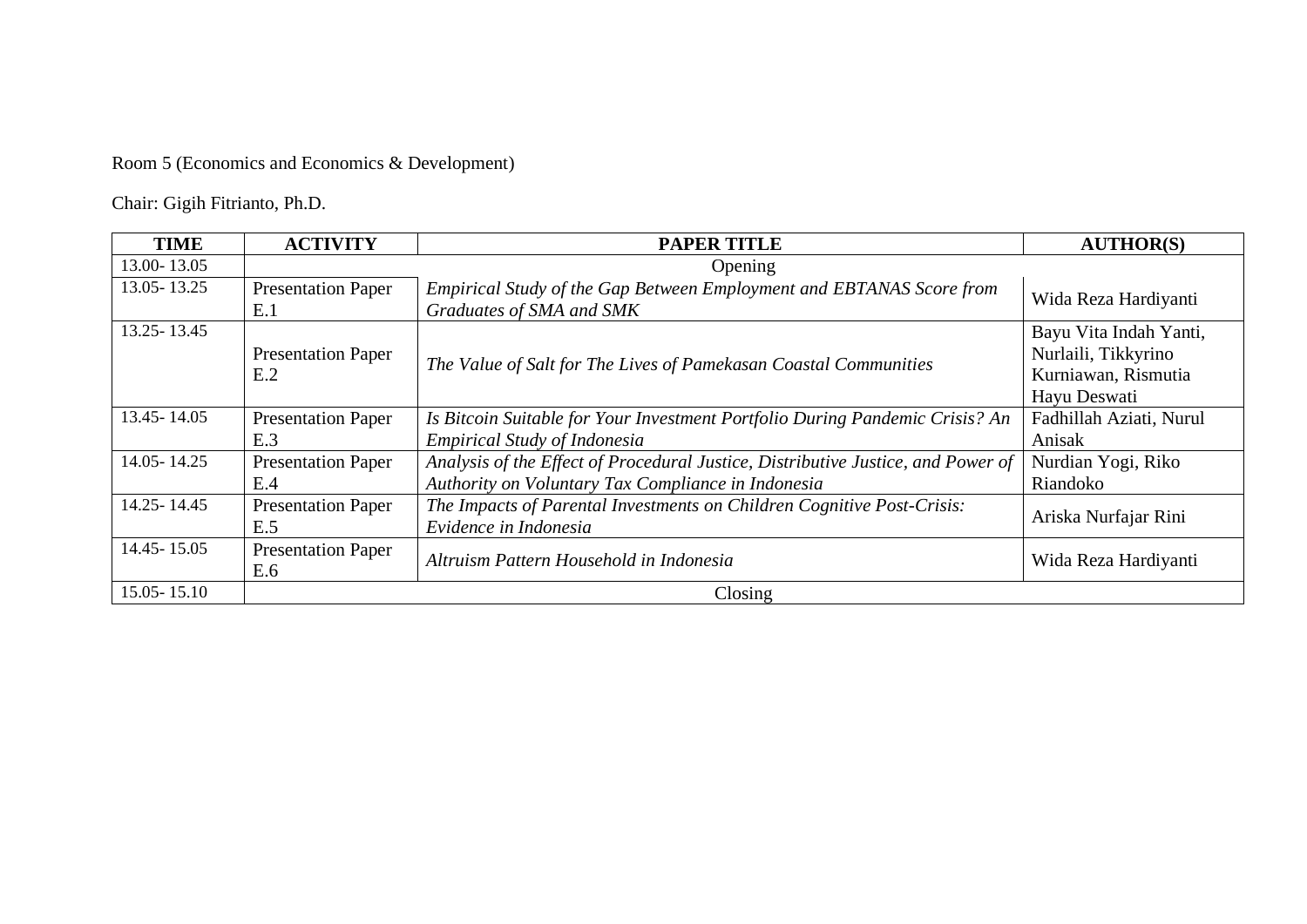Room 5 (Economics and Economics & Development)

Chair: Gigih Fitrianto, Ph.D.

| TIME | ACTIVITY | PAPER TITLE | AUTHOR(S) |
|---|---|---|---|
| 13.00- 13.05 | Opening | | |
| 13.05- 13.25 | Presentation Paper E.1 | *Empirical Study of the Gap Between Employment and EBTANAS Score from Graduates of SMA and SMK* | Wida Reza Hardiyanti |
| 13.25- 13.45 | Presentation Paper E.2 | *The Value of Salt for The Lives of Pamekasan Coastal Communities* | Bayu Vita Indah Yanti, Nurlaili, Tikkyrino Kurniawan, Rismutia Hayu Deswati |
| 13.45- 14.05 | Presentation Paper E.3 | *Is Bitcoin Suitable for Your Investment Portfolio During Pandemic Crisis? An Empirical Study of Indonesia* | Fadhillah Aziati, Nurul Anisak |
| 14.05- 14.25 | Presentation Paper E.4 | *Analysis of the Effect of Procedural Justice, Distributive Justice, and Power of Authority on Voluntary Tax Compliance in Indonesia* | Nurdian Yogi, Riko Riandoko |
| 14.25- 14.45 | Presentation Paper E.5 | *The Impacts of Parental Investments on Children Cognitive Post-Crisis: Evidence in Indonesia* | Ariska Nurfajar Rini |
| 14.45- 15.05 | Presentation Paper E.6 | *Altruism Pattern Household in Indonesia* | Wida Reza Hardiyanti |
| 15.05- 15.10 | Closing | | |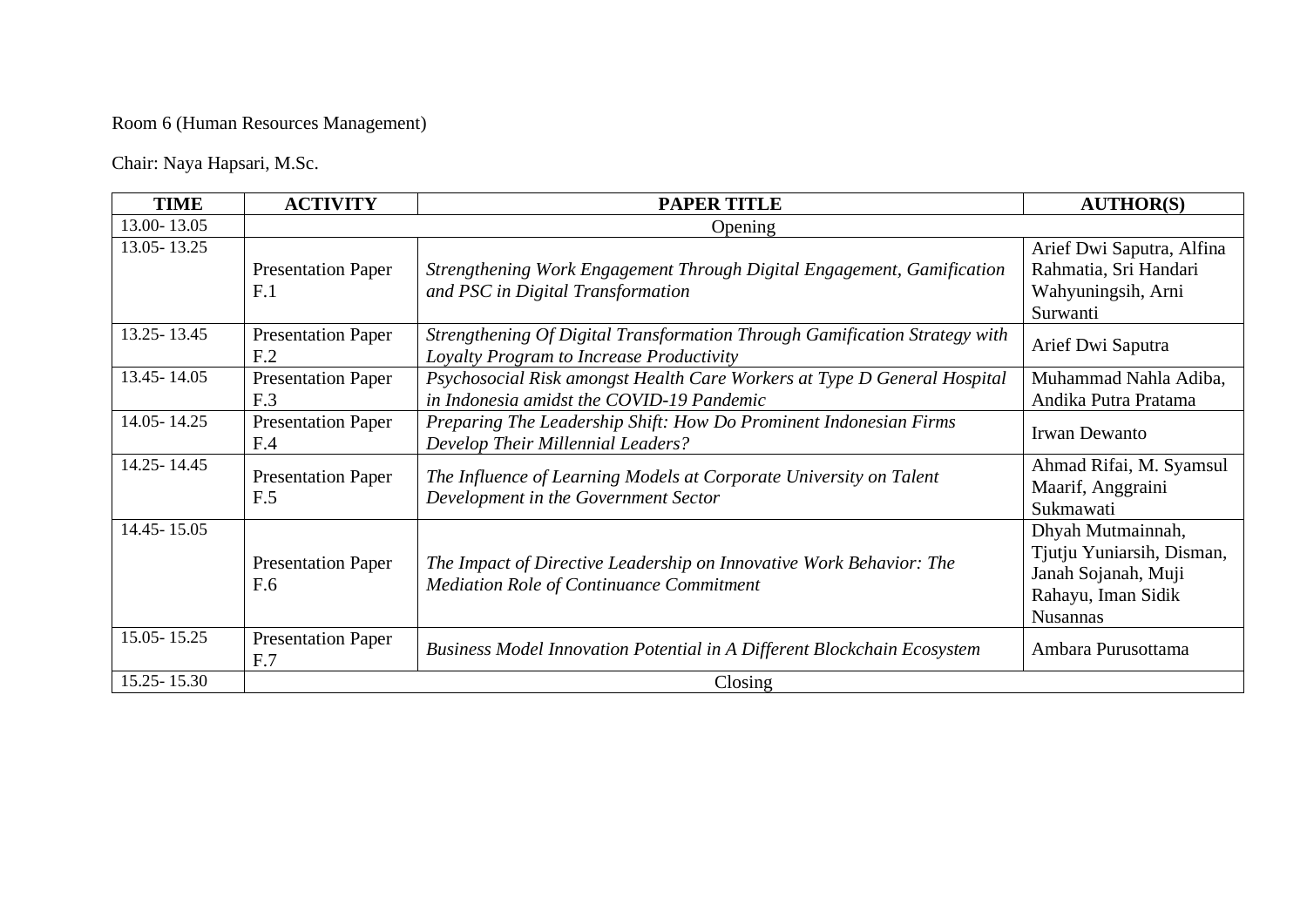Room 6 (Human Resources Management)

Chair: Naya Hapsari, M.Sc.

| TIME | ACTIVITY | PAPER TITLE | AUTHOR(S) |
|---|---|---|---|
| 13.00- 13.05 | Opening | | |
| 13.05- 13.25 | Presentation Paper F.1 | *Strengthening Work Engagement Through Digital Engagement, Gamification and PSC in Digital Transformation* | Arief Dwi Saputra, Alfina Rahmatia, Sri Handari Wahyuningsih, Arni Surwanti |
| 13.25- 13.45 | Presentation Paper F.2 | *Strengthening Of Digital Transformation Through Gamification Strategy with Loyalty Program to Increase Productivity* | Arief Dwi Saputra |
| 13.45- 14.05 | Presentation Paper F.3 | *Psychosocial Risk amongst Health Care Workers at Type D General Hospital in Indonesia amidst the COVID-19 Pandemic* | Muhammad Nahla Adiba, Andika Putra Pratama |
| 14.05- 14.25 | Presentation Paper F.4 | *Preparing The Leadership Shift: How Do Prominent Indonesian Firms Develop Their Millennial Leaders?* | Irwan Dewanto |
| 14.25- 14.45 | Presentation Paper F.5 | *The Influence of Learning Models at Corporate University on Talent Development in the Government Sector* | Ahmad Rifai, M. Syamsul Maarif, Anggraini Sukmawati |
| 14.45- 15.05 | Presentation Paper F.6 | *The Impact of Directive Leadership on Innovative Work Behavior: The Mediation Role of Continuance Commitment* | Dhyah Mutmainnah, Tjutju Yuniarsih, Disman, Janah Sojanah, Muji Rahayu, Iman Sidik Nusannas |
| 15.05- 15.25 | Presentation Paper F.7 | *Business Model Innovation Potential in A Different Blockchain Ecosystem* | Ambara Purusottama |
| 15.25- 15.30 | Closing | | |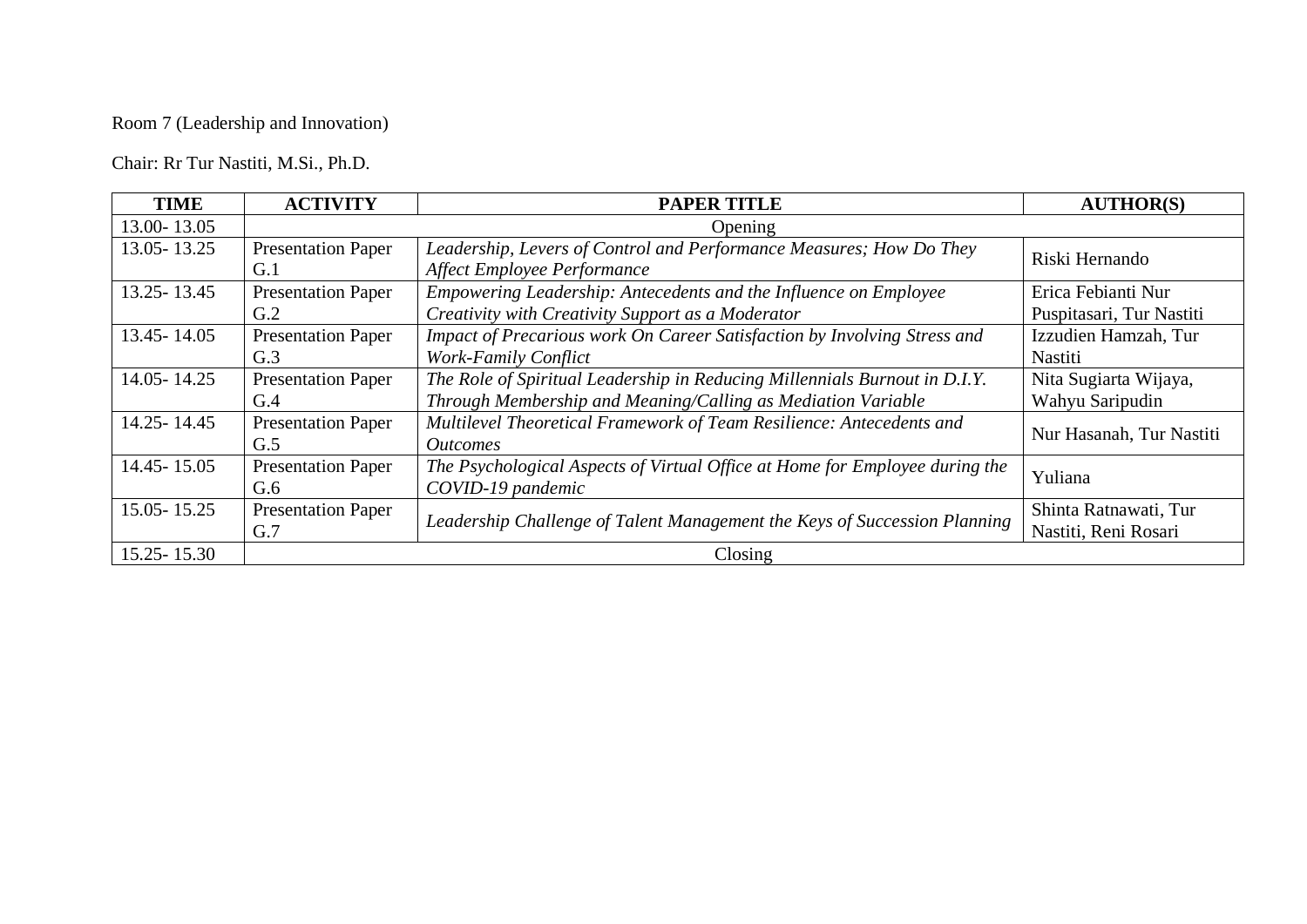Room 7 (Leadership and Innovation)

Chair: Rr Tur Nastiti, M.Si., Ph.D.

| **TIME** | **ACTIVITY** | **PAPER TITLE** | **AUTHOR(S)** |
|---|---|---|---|
| 13.00- 13.05 | Opening | | |
| 13.05- 13.25 | Presentation Paper G.1 | *Leadership, Levers of Control and Performance Measures; How Do They Affect Employee Performance* | Riski Hernando |
| 13.25- 13.45 | Presentation Paper G.2 | *Empowering Leadership: Antecedents and the Influence on Employee Creativity with Creativity Support as a Moderator* | Erica Febianti Nur Puspitasari, Tur Nastiti |
| 13.45- 14.05 | Presentation Paper G.3 | *Impact of Precarious work On Career Satisfaction by Involving Stress and Work-Family Conflict* | Izzudien Hamzah, Tur Nastiti |
| 14.05- 14.25 | Presentation Paper G.4 | *The Role of Spiritual Leadership in Reducing Millennials Burnout in D.I.Y. Through Membership and Meaning/Calling as Mediation Variable* | Nita Sugiarta Wijaya, Wahyu Saripudin |
| 14.25- 14.45 | Presentation Paper G.5 | *Multilevel Theoretical Framework of Team Resilience: Antecedents and Outcomes* | Nur Hasanah, Tur Nastiti |
| 14.45- 15.05 | Presentation Paper G.6 | *The Psychological Aspects of Virtual Office at Home for Employee during the COVID-19 pandemic* | Yuliana |
| 15.05- 15.25 | Presentation Paper G.7 | *Leadership Challenge of Talent Management the Keys of Succession Planning* | Shinta Ratnawati, Tur Nastiti, Reni Rosari |
| 15.25- 15.30 | Closing | | |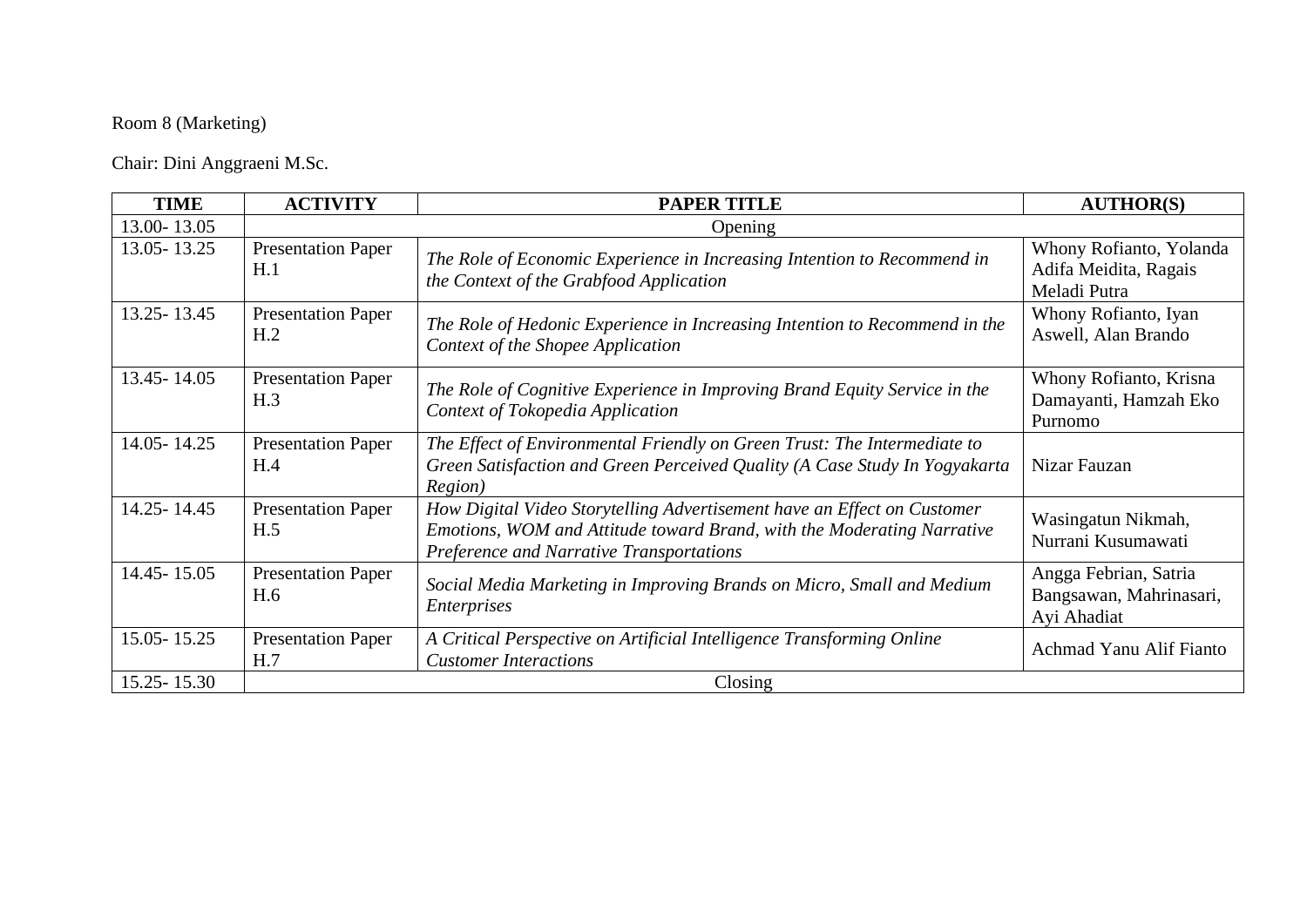Room 8 (Marketing)

Chair: Dini Anggraeni M.Sc.

| TIME | ACTIVITY | PAPER TITLE | AUTHOR(S) |
| --- | --- | --- | --- |
| 13.00- 13.05 | Opening | | |
| 13.05- 13.25 | Presentation Paper H.1 | *The Role of Economic Experience in Increasing Intention to Recommend in the Context of the Grabfood Application* | Whony Rofianto, Yolanda Adifa Meidita, Ragais Meladi Putra |
| 13.25- 13.45 | Presentation Paper H.2 | *The Role of Hedonic Experience in Increasing Intention to Recommend in the Context of the Shopee Application* | Whony Rofianto, Iyan Aswell, Alan Brando |
| 13.45- 14.05 | Presentation Paper H.3 | *The Role of Cognitive Experience in Improving Brand Equity Service in the Context of Tokopedia Application* | Whony Rofianto, Krisna Damayanti, Hamzah Eko Purnomo |
| 14.05- 14.25 | Presentation Paper H.4 | *The Effect of Environmental Friendly on Green Trust: The Intermediate to Green Satisfaction and Green Perceived Quality (A Case Study In Yogyakarta Region)* | Nizar Fauzan |
| 14.25- 14.45 | Presentation Paper H.5 | *How Digital Video Storytelling Advertisement have an Effect on Customer Emotions, WOM and Attitude toward Brand, with the Moderating Narrative Preference and Narrative Transportations* | Wasingatun Nikmah, Nurrani Kusumawati |
| 14.45- 15.05 | Presentation Paper H.6 | *Social Media Marketing in Improving Brands on Micro, Small and Medium Enterprises* | Angga Febrian, Satria Bangsawan, Mahrinasari, Ayi Ahadiat |
| 15.05- 15.25 | Presentation Paper H.7 | *A Critical Perspective on Artificial Intelligence Transforming Online Customer Interactions* | Achmad Yanu Alif Fianto |
| 15.25- 15.30 | Closing | | |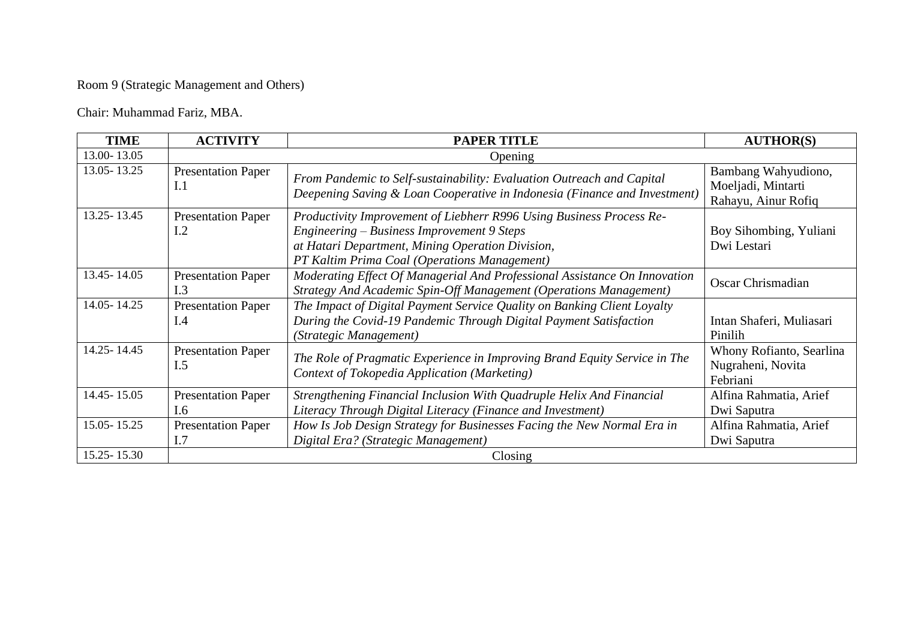Room 9 (Strategic Management and Others)

Chair: Muhammad Fariz, MBA.

| TIME | ACTIVITY | PAPER TITLE | AUTHOR(S) |
|---|---|---|---|
| 13.00- 13.05 | Opening | | |
| 13.05- 13.25 | Presentation Paper I.1 | *From Pandemic to Self-sustainability: Evaluation Outreach and Capital Deepening Saving & Loan Cooperative in Indonesia (Finance and Investment)* | Bambang Wahyudiono, Moeljadi, Mintarti Rahayu, Ainur Rofiq |
| 13.25- 13.45 | Presentation Paper I.2 | *Productivity Improvement of Liebherr R996 Using Business Process Re-Engineering – Business Improvement 9 Steps at Hatari Department, Mining Operation Division, PT Kaltim Prima Coal (Operations Management)* | Boy Sihombing, Yuliani Dwi Lestari |
| 13.45- 14.05 | Presentation Paper I.3 | *Moderating Effect Of Managerial And Professional Assistance On Innovation Strategy And Academic Spin-Off Management (Operations Management)* | Oscar Chrismadian |
| 14.05- 14.25 | Presentation Paper I.4 | *The Impact of Digital Payment Service Quality on Banking Client Loyalty During the Covid-19 Pandemic Through Digital Payment Satisfaction (Strategic Management)* | Intan Shaferi, Muliasari Pinilih |
| 14.25- 14.45 | Presentation Paper I.5 | *The Role of Pragmatic Experience in Improving Brand Equity Service in The Context of Tokopedia Application (Marketing)* | Whony Rofianto, Searlina Nugraheni, Novita Febriani |
| 14.45- 15.05 | Presentation Paper I.6 | *Strengthening Financial Inclusion With Quadruple Helix And Financial Literacy Through Digital Literacy (Finance and Investment)* | Alfina Rahmatia, Arief Dwi Saputra |
| 15.05- 15.25 | Presentation Paper I.7 | *How Is Job Design Strategy for Businesses Facing the New Normal Era in Digital Era? (Strategic Management)* | Alfina Rahmatia, Arief Dwi Saputra |
| 15.25- 15.30 | Closing | | |